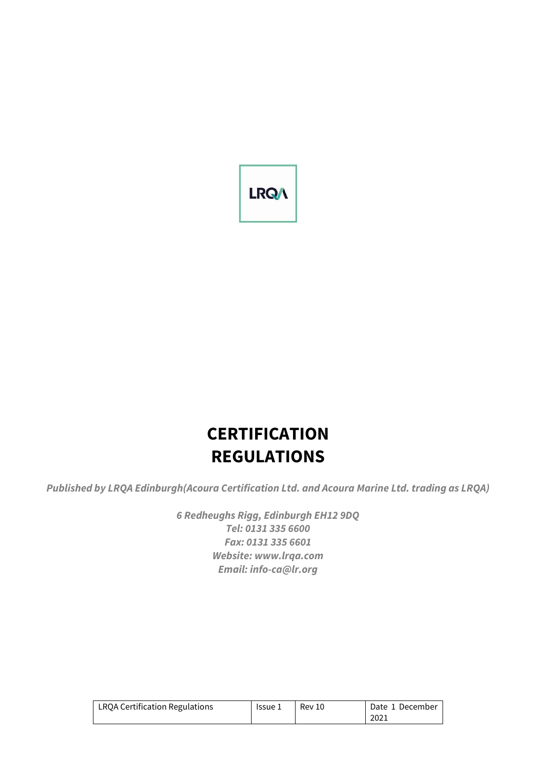# CERTIFICATION REGULATIONS

***Published by LRQA Edinburgh(Acoura Certification Ltd. and Acoura Marine Ltd. trading as LRQA)***

***6 Redheughs Rigg, Edinburgh EH12 9DQ***
***Tel: 0131 335 6600***
***Fax: 0131 335 6601***
***Website: www.lrqa.com***
***Email: info-ca@lr.org***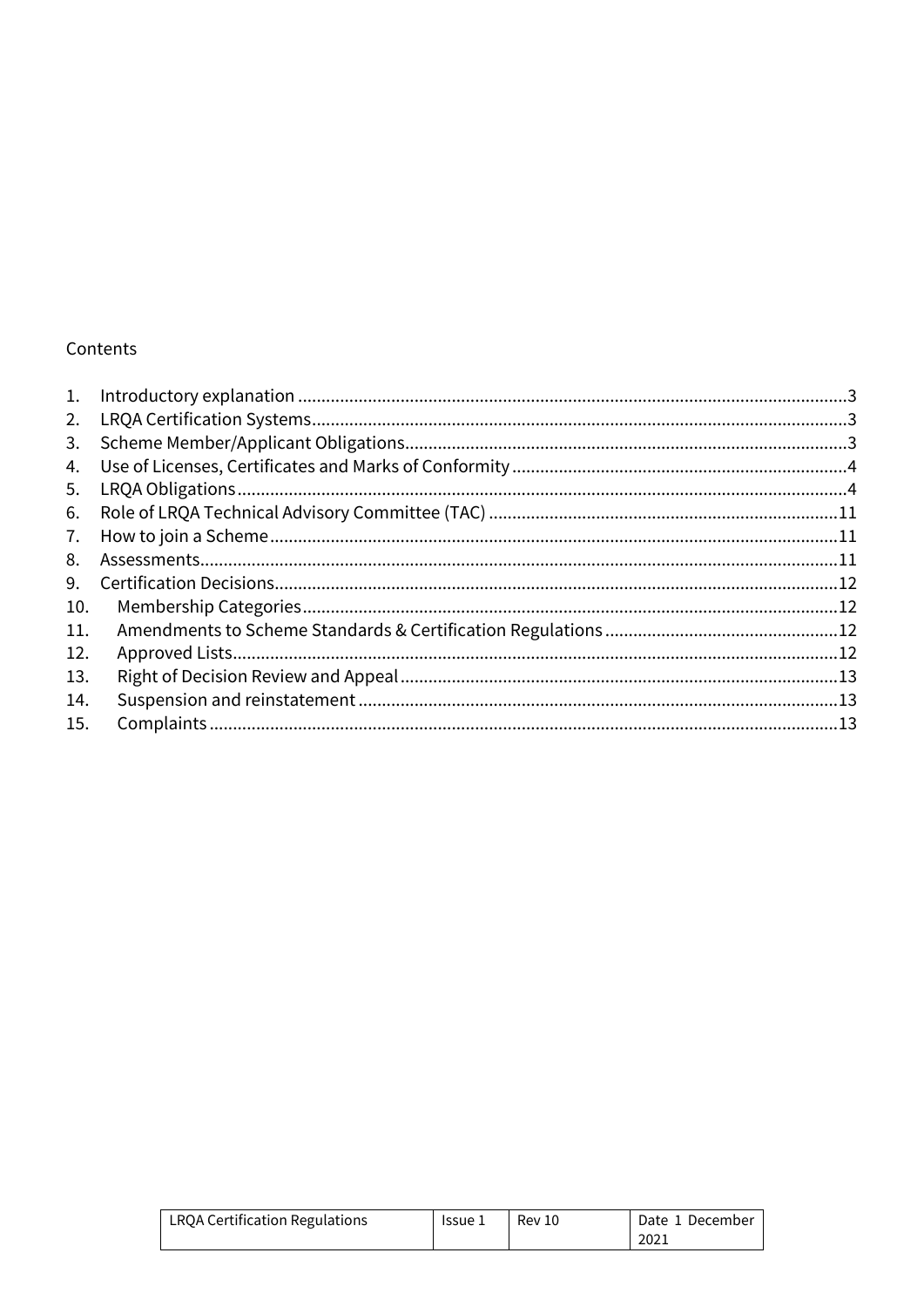Contents

1. Introductory explanation .....3
2. LRQA Certification Systems.....3
3. Scheme Member/Applicant Obligations.....3
4. Use of Licenses, Certificates and Marks of Conformity.....4
5. LRQA Obligations.....4
6. Role of LRQA Technical Advisory Committee (TAC) .....11
7. How to join a Scheme.....11
8. Assessments.....11
9. Certification Decisions.....12
10. Membership Categories.....12
11. Amendments to Scheme Standards & Certification Regulations.....12
12. Approved Lists.....12
13. Right of Decision Review and Appeal.....13
14. Suspension and reinstatement.....13
15. Complaints.....13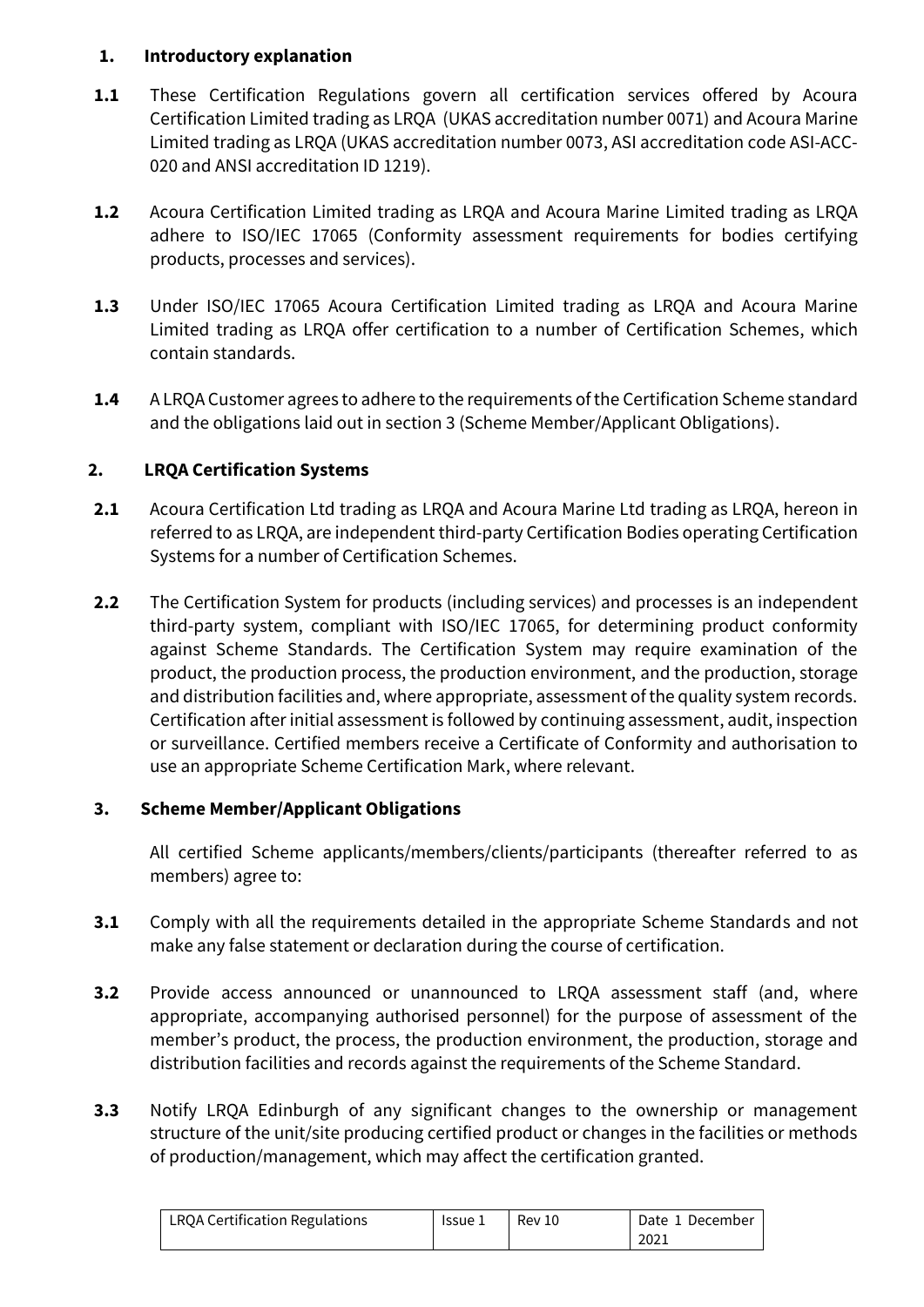## 1. Introductory explanation

**1.1** These Certification Regulations govern all certification services offered by Acoura Certification Limited trading as LRQA (UKAS accreditation number 0071) and Acoura Marine Limited trading as LRQA (UKAS accreditation number 0073, ASI accreditation code ASI-ACC-020 and ANSI accreditation ID 1219).

**1.2** Acoura Certification Limited trading as LRQA and Acoura Marine Limited trading as LRQA adhere to ISO/IEC 17065 (Conformity assessment requirements for bodies certifying products, processes and services).

**1.3** Under ISO/IEC 17065 Acoura Certification Limited trading as LRQA and Acoura Marine Limited trading as LRQA offer certification to a number of Certification Schemes, which contain standards.

**1.4** A LRQA Customer agrees to adhere to the requirements of the Certification Scheme standard and the obligations laid out in section 3 (Scheme Member/Applicant Obligations).

## 2. LRQA Certification Systems

**2.1** Acoura Certification Ltd trading as LRQA and Acoura Marine Ltd trading as LRQA, hereon in referred to as LRQA, are independent third-party Certification Bodies operating Certification Systems for a number of Certification Schemes.

**2.2** The Certification System for products (including services) and processes is an independent third-party system, compliant with ISO/IEC 17065, for determining product conformity against Scheme Standards. The Certification System may require examination of the product, the production process, the production environment, and the production, storage and distribution facilities and, where appropriate, assessment of the quality system records. Certification after initial assessment is followed by continuing assessment, audit, inspection or surveillance. Certified members receive a Certificate of Conformity and authorisation to use an appropriate Scheme Certification Mark, where relevant.

## 3. Scheme Member/Applicant Obligations

All certified Scheme applicants/members/clients/participants (thereafter referred to as members) agree to:

**3.1** Comply with all the requirements detailed in the appropriate Scheme Standards and not make any false statement or declaration during the course of certification.

**3.2** Provide access announced or unannounced to LRQA assessment staff (and, where appropriate, accompanying authorised personnel) for the purpose of assessment of the member's product, the process, the production environment, the production, storage and distribution facilities and records against the requirements of the Scheme Standard.

**3.3** Notify LRQA Edinburgh of any significant changes to the ownership or management structure of the unit/site producing certified product or changes in the facilities or methods of production/management, which may affect the certification granted.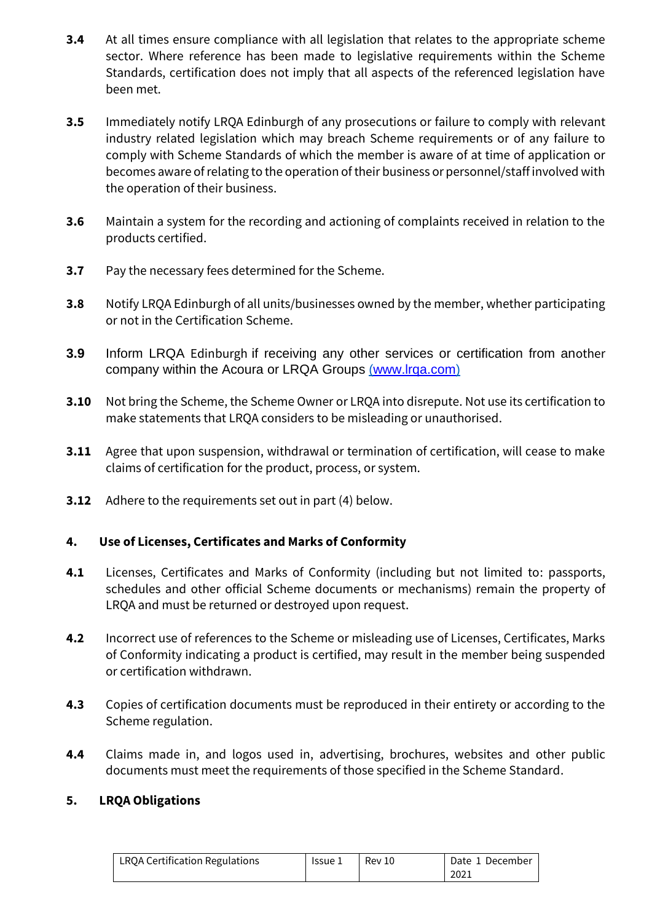**3.4** At all times ensure compliance with all legislation that relates to the appropriate scheme sector. Where reference has been made to legislative requirements within the Scheme Standards, certification does not imply that all aspects of the referenced legislation have been met.

**3.5** Immediately notify LRQA Edinburgh of any prosecutions or failure to comply with relevant industry related legislation which may breach Scheme requirements or of any failure to comply with Scheme Standards of which the member is aware of at time of application or becomes aware of relating to the operation of their business or personnel/staff involved with the operation of their business.

**3.6** Maintain a system for the recording and actioning of complaints received in relation to the products certified.

**3.7** Pay the necessary fees determined for the Scheme.

**3.8** Notify LRQA Edinburgh of all units/businesses owned by the member, whether participating or not in the Certification Scheme.

**3.9** Inform LRQA Edinburgh if receiving any other services or certification from another company within the Acoura or LRQA Groups (www.lrqa.com)

**3.10** Not bring the Scheme, the Scheme Owner or LRQA into disrepute. Not use its certification to make statements that LRQA considers to be misleading or unauthorised.

**3.11** Agree that upon suspension, withdrawal or termination of certification, will cease to make claims of certification for the product, process, or system.

**3.12** Adhere to the requirements set out in part (4) below.

## 4. Use of Licenses, Certificates and Marks of Conformity

**4.1** Licenses, Certificates and Marks of Conformity (including but not limited to: passports, schedules and other official Scheme documents or mechanisms) remain the property of LRQA and must be returned or destroyed upon request.

**4.2** Incorrect use of references to the Scheme or misleading use of Licenses, Certificates, Marks of Conformity indicating a product is certified, may result in the member being suspended or certification withdrawn.

**4.3** Copies of certification documents must be reproduced in their entirety or according to the Scheme regulation.

**4.4** Claims made in, and logos used in, advertising, brochures, websites and other public documents must meet the requirements of those specified in the Scheme Standard.

## 5. LRQA Obligations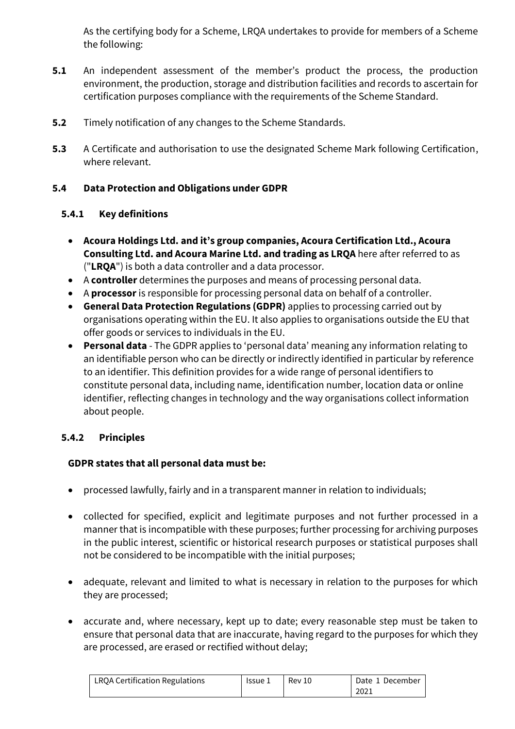As the certifying body for a Scheme, LRQA undertakes to provide for members of a Scheme the following:

**5.1** An independent assessment of the member's product the process, the production environment, the production, storage and distribution facilities and records to ascertain for certification purposes compliance with the requirements of the Scheme Standard.

**5.2** Timely notification of any changes to the Scheme Standards.

**5.3** A Certificate and authorisation to use the designated Scheme Mark following Certification, where relevant.

### 5.4 Data Protection and Obligations under GDPR

#### 5.4.1 Key definitions

- **Acoura Holdings Ltd. and it's group companies, Acoura Certification Ltd., Acoura Consulting Ltd. and Acoura Marine Ltd. and trading as LRQA** here after referred to as ("**LRQA**") is both a data controller and a data processor.
- A **controller** determines the purposes and means of processing personal data.
- A **processor** is responsible for processing personal data on behalf of a controller.
- **General Data Protection Regulations (GDPR)** applies to processing carried out by organisations operating within the EU. It also applies to organisations outside the EU that offer goods or services to individuals in the EU.
- **Personal data** - The GDPR applies to 'personal data' meaning any information relating to an identifiable person who can be directly or indirectly identified in particular by reference to an identifier. This definition provides for a wide range of personal identifiers to constitute personal data, including name, identification number, location data or online identifier, reflecting changes in technology and the way organisations collect information about people.

#### 5.4.2 Principles

**GDPR states that all personal data must be:**

- processed lawfully, fairly and in a transparent manner in relation to individuals;
- collected for specified, explicit and legitimate purposes and not further processed in a manner that is incompatible with these purposes; further processing for archiving purposes in the public interest, scientific or historical research purposes or statistical purposes shall not be considered to be incompatible with the initial purposes;
- adequate, relevant and limited to what is necessary in relation to the purposes for which they are processed;
- accurate and, where necessary, kept up to date; every reasonable step must be taken to ensure that personal data that are inaccurate, having regard to the purposes for which they are processed, are erased or rectified without delay;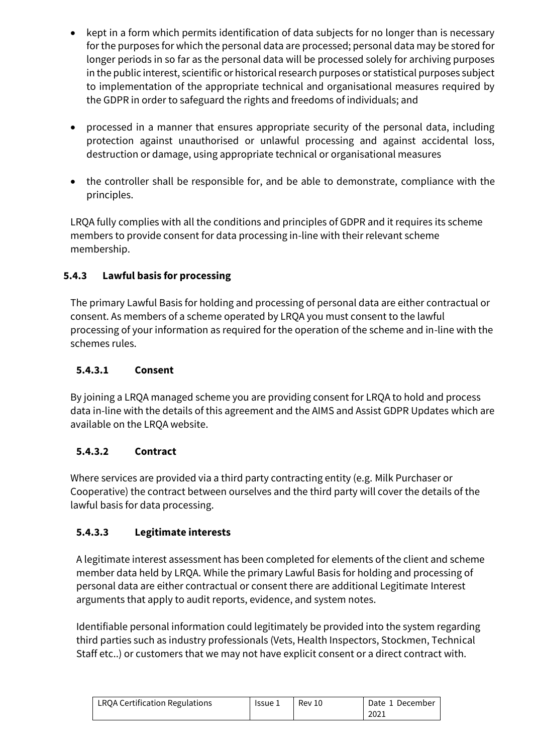- kept in a form which permits identification of data subjects for no longer than is necessary for the purposes for which the personal data are processed; personal data may be stored for longer periods in so far as the personal data will be processed solely for archiving purposes in the public interest, scientific or historical research purposes or statistical purposes subject to implementation of the appropriate technical and organisational measures required by the GDPR in order to safeguard the rights and freedoms of individuals; and

- processed in a manner that ensures appropriate security of the personal data, including protection against unauthorised or unlawful processing and against accidental loss, destruction or damage, using appropriate technical or organisational measures

- the controller shall be responsible for, and be able to demonstrate, compliance with the principles.

LRQA fully complies with all the conditions and principles of GDPR and it requires its scheme members to provide consent for data processing in-line with their relevant scheme membership.

### 5.4.3 Lawful basis for processing

The primary Lawful Basis for holding and processing of personal data are either contractual or consent. As members of a scheme operated by LRQA you must consent to the lawful processing of your information as required for the operation of the scheme and in-line with the schemes rules.

#### 5.4.3.1 Consent

By joining a LRQA managed scheme you are providing consent for LRQA to hold and process data in-line with the details of this agreement and the AIMS and Assist GDPR Updates which are available on the LRQA website.

#### 5.4.3.2 Contract

Where services are provided via a third party contracting entity (e.g. Milk Purchaser or Cooperative) the contract between ourselves and the third party will cover the details of the lawful basis for data processing.

#### 5.4.3.3 Legitimate interests

A legitimate interest assessment has been completed for elements of the client and scheme member data held by LRQA. While the primary Lawful Basis for holding and processing of personal data are either contractual or consent there are additional Legitimate Interest arguments that apply to audit reports, evidence, and system notes.

Identifiable personal information could legitimately be provided into the system regarding third parties such as industry professionals (Vets, Health Inspectors, Stockmen, Technical Staff etc..) or customers that we may not have explicit consent or a direct contract with.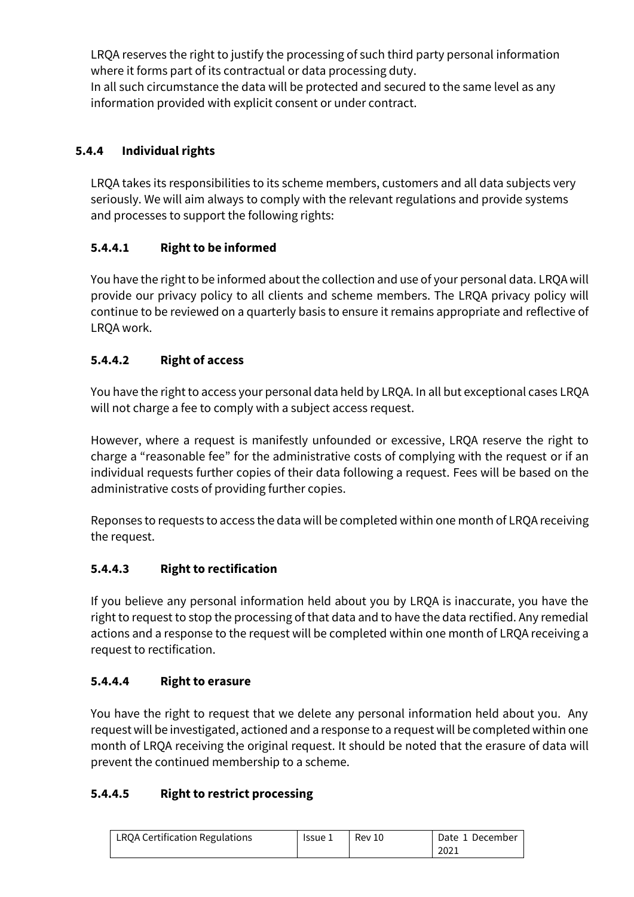LRQA reserves the right to justify the processing of such third party personal information where it forms part of its contractual or data processing duty.
In all such circumstance the data will be protected and secured to the same level as any information provided with explicit consent or under contract.

### 5.4.4 Individual rights

LRQA takes its responsibilities to its scheme members, customers and all data subjects very seriously. We will aim always to comply with the relevant regulations and provide systems and processes to support the following rights:

#### 5.4.4.1 Right to be informed

You have the right to be informed about the collection and use of your personal data. LRQA will provide our privacy policy to all clients and scheme members. The LRQA privacy policy will continue to be reviewed on a quarterly basis to ensure it remains appropriate and reflective of LRQA work.

#### 5.4.4.2 Right of access

You have the right to access your personal data held by LRQA. In all but exceptional cases LRQA will not charge a fee to comply with a subject access request.

However, where a request is manifestly unfounded or excessive, LRQA reserve the right to charge a "reasonable fee" for the administrative costs of complying with the request or if an individual requests further copies of their data following a request. Fees will be based on the administrative costs of providing further copies.

Reponses to requests to access the data will be completed within one month of LRQA receiving the request.

#### 5.4.4.3 Right to rectification

If you believe any personal information held about you by LRQA is inaccurate, you have the right to request to stop the processing of that data and to have the data rectified. Any remedial actions and a response to the request will be completed within one month of LRQA receiving a request to rectification.

#### 5.4.4.4 Right to erasure

You have the right to request that we delete any personal information held about you. Any request will be investigated, actioned and a response to a request will be completed within one month of LRQA receiving the original request. It should be noted that the erasure of data will prevent the continued membership to a scheme.

#### 5.4.4.5 Right to restrict processing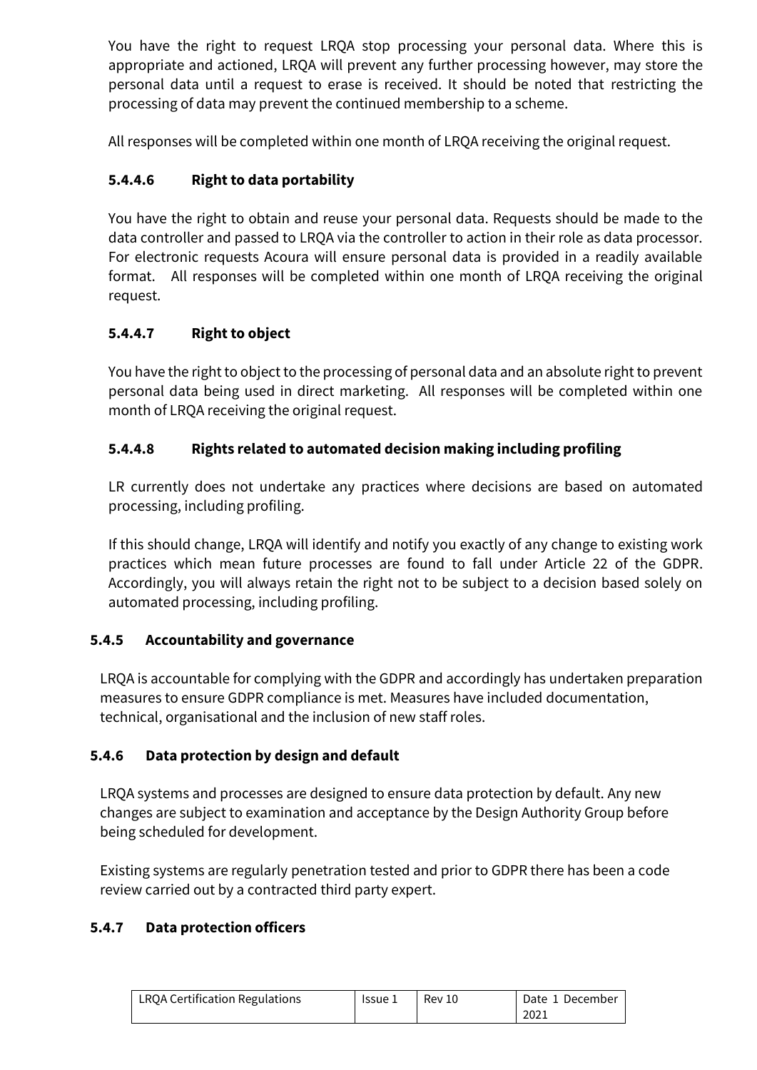You have the right to request LRQA stop processing your personal data. Where this is appropriate and actioned, LRQA will prevent any further processing however, may store the personal data until a request to erase is received. It should be noted that restricting the processing of data may prevent the continued membership to a scheme.

All responses will be completed within one month of LRQA receiving the original request.

#### 5.4.4.6 Right to data portability

You have the right to obtain and reuse your personal data. Requests should be made to the data controller and passed to LRQA via the controller to action in their role as data processor. For electronic requests Acoura will ensure personal data is provided in a readily available format. All responses will be completed within one month of LRQA receiving the original request.

#### 5.4.4.7 Right to object

You have the right to object to the processing of personal data and an absolute right to prevent personal data being used in direct marketing. All responses will be completed within one month of LRQA receiving the original request.

#### 5.4.4.8 Rights related to automated decision making including profiling

LR currently does not undertake any practices where decisions are based on automated processing, including profiling.

If this should change, LRQA will identify and notify you exactly of any change to existing work practices which mean future processes are found to fall under Article 22 of the GDPR. Accordingly, you will always retain the right not to be subject to a decision based solely on automated processing, including profiling.

### 5.4.5 Accountability and governance

LRQA is accountable for complying with the GDPR and accordingly has undertaken preparation measures to ensure GDPR compliance is met. Measures have included documentation, technical, organisational and the inclusion of new staff roles.

### 5.4.6 Data protection by design and default

LRQA systems and processes are designed to ensure data protection by default. Any new changes are subject to examination and acceptance by the Design Authority Group before being scheduled for development.

Existing systems are regularly penetration tested and prior to GDPR there has been a code review carried out by a contracted third party expert.

### 5.4.7 Data protection officers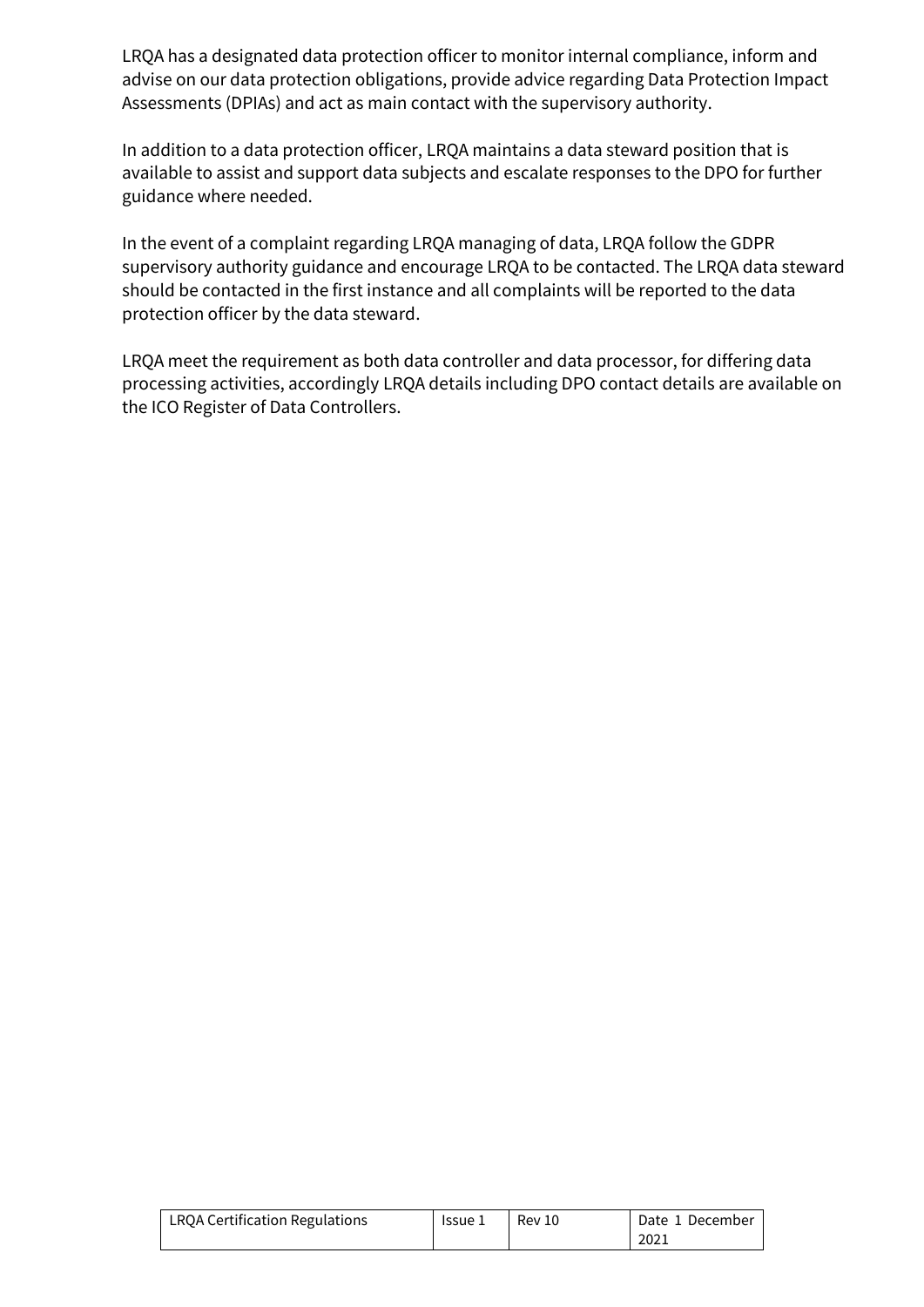LRQA has a designated data protection officer to monitor internal compliance, inform and advise on our data protection obligations, provide advice regarding Data Protection Impact Assessments (DPIAs) and act as main contact with the supervisory authority.

In addition to a data protection officer, LRQA maintains a data steward position that is available to assist and support data subjects and escalate responses to the DPO for further guidance where needed.

In the event of a complaint regarding LRQA managing of data, LRQA follow the GDPR supervisory authority guidance and encourage LRQA to be contacted. The LRQA data steward should be contacted in the first instance and all complaints will be reported to the data protection officer by the data steward.

LRQA meet the requirement as both data controller and data processor, for differing data processing activities, accordingly LRQA details including DPO contact details are available on the ICO Register of Data Controllers.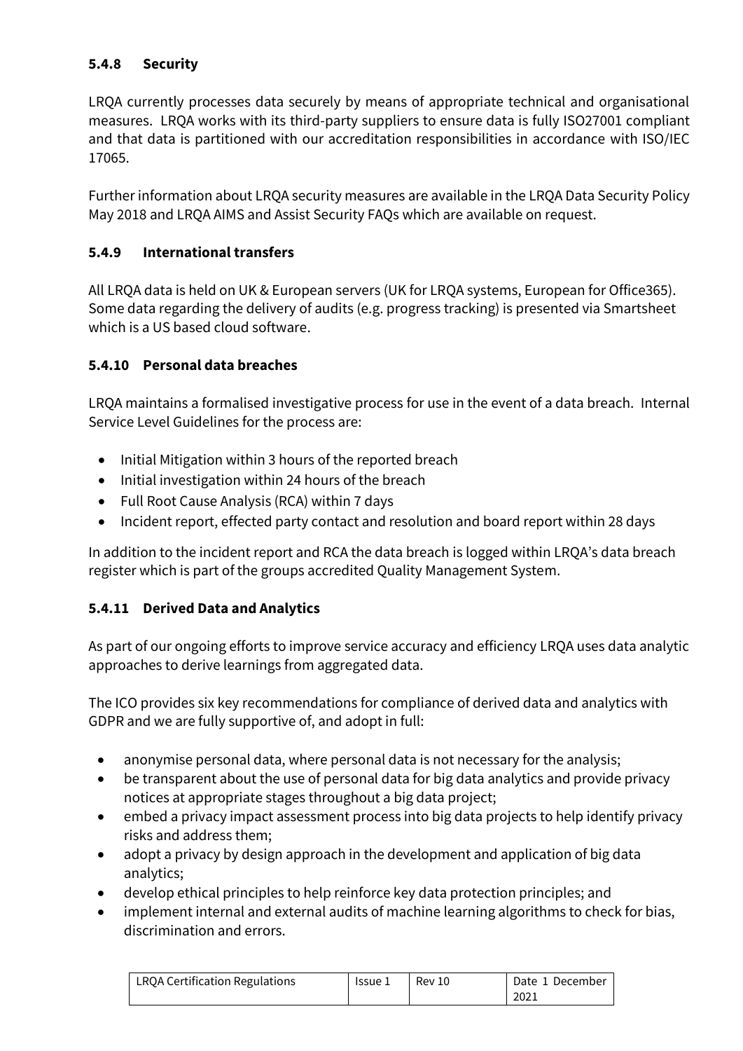### 5.4.8 Security

LRQA currently processes data securely by means of appropriate technical and organisational measures. LRQA works with its third-party suppliers to ensure data is fully ISO27001 compliant and that data is partitioned with our accreditation responsibilities in accordance with ISO/IEC 17065.

Further information about LRQA security measures are available in the LRQA Data Security Policy May 2018 and LRQA AIMS and Assist Security FAQs which are available on request.

### 5.4.9 International transfers

All LRQA data is held on UK & European servers (UK for LRQA systems, European for Office365). Some data regarding the delivery of audits (e.g. progress tracking) is presented via Smartsheet which is a US based cloud software.

### 5.4.10 Personal data breaches

LRQA maintains a formalised investigative process for use in the event of a data breach. Internal Service Level Guidelines for the process are:

- Initial Mitigation within 3 hours of the reported breach
- Initial investigation within 24 hours of the breach
- Full Root Cause Analysis (RCA) within 7 days
- Incident report, effected party contact and resolution and board report within 28 days

In addition to the incident report and RCA the data breach is logged within LRQA's data breach register which is part of the groups accredited Quality Management System.

### 5.4.11 Derived Data and Analytics

As part of our ongoing efforts to improve service accuracy and efficiency LRQA uses data analytic approaches to derive learnings from aggregated data.

The ICO provides six key recommendations for compliance of derived data and analytics with GDPR and we are fully supportive of, and adopt in full:

- anonymise personal data, where personal data is not necessary for the analysis;
- be transparent about the use of personal data for big data analytics and provide privacy notices at appropriate stages throughout a big data project;
- embed a privacy impact assessment process into big data projects to help identify privacy risks and address them;
- adopt a privacy by design approach in the development and application of big data analytics;
- develop ethical principles to help reinforce key data protection principles; and
- implement internal and external audits of machine learning algorithms to check for bias, discrimination and errors.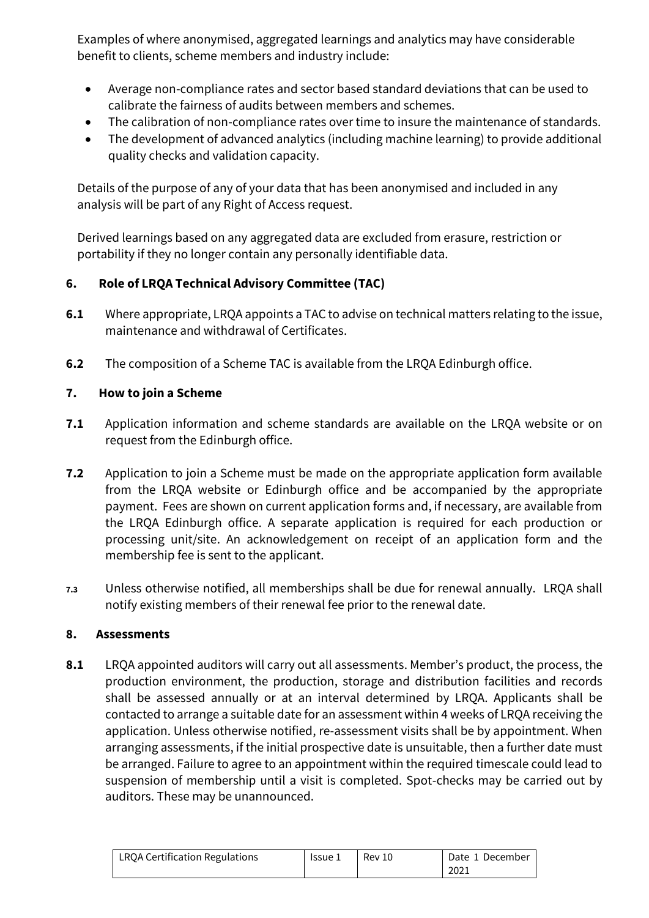Examples of where anonymised, aggregated learnings and analytics may have considerable benefit to clients, scheme members and industry include:

- Average non-compliance rates and sector based standard deviations that can be used to calibrate the fairness of audits between members and schemes.
- The calibration of non-compliance rates over time to insure the maintenance of standards.
- The development of advanced analytics (including machine learning) to provide additional quality checks and validation capacity.

Details of the purpose of any of your data that has been anonymised and included in any analysis will be part of any Right of Access request.

Derived learnings based on any aggregated data are excluded from erasure, restriction or portability if they no longer contain any personally identifiable data.

## 6. Role of LRQA Technical Advisory Committee (TAC)

**6.1** Where appropriate, LRQA appoints a TAC to advise on technical matters relating to the issue, maintenance and withdrawal of Certificates.

**6.2** The composition of a Scheme TAC is available from the LRQA Edinburgh office.

## 7. How to join a Scheme

**7.1** Application information and scheme standards are available on the LRQA website or on request from the Edinburgh office.

**7.2** Application to join a Scheme must be made on the appropriate application form available from the LRQA website or Edinburgh office and be accompanied by the appropriate payment. Fees are shown on current application forms and, if necessary, are available from the LRQA Edinburgh office. A separate application is required for each production or processing unit/site. An acknowledgement on receipt of an application form and the membership fee is sent to the applicant.

**7.3** Unless otherwise notified, all memberships shall be due for renewal annually. LRQA shall notify existing members of their renewal fee prior to the renewal date.

## 8. Assessments

**8.1** LRQA appointed auditors will carry out all assessments. Member's product, the process, the production environment, the production, storage and distribution facilities and records shall be assessed annually or at an interval determined by LRQA. Applicants shall be contacted to arrange a suitable date for an assessment within 4 weeks of LRQA receiving the application. Unless otherwise notified, re-assessment visits shall be by appointment. When arranging assessments, if the initial prospective date is unsuitable, then a further date must be arranged. Failure to agree to an appointment within the required timescale could lead to suspension of membership until a visit is completed. Spot-checks may be carried out by auditors. These may be unannounced.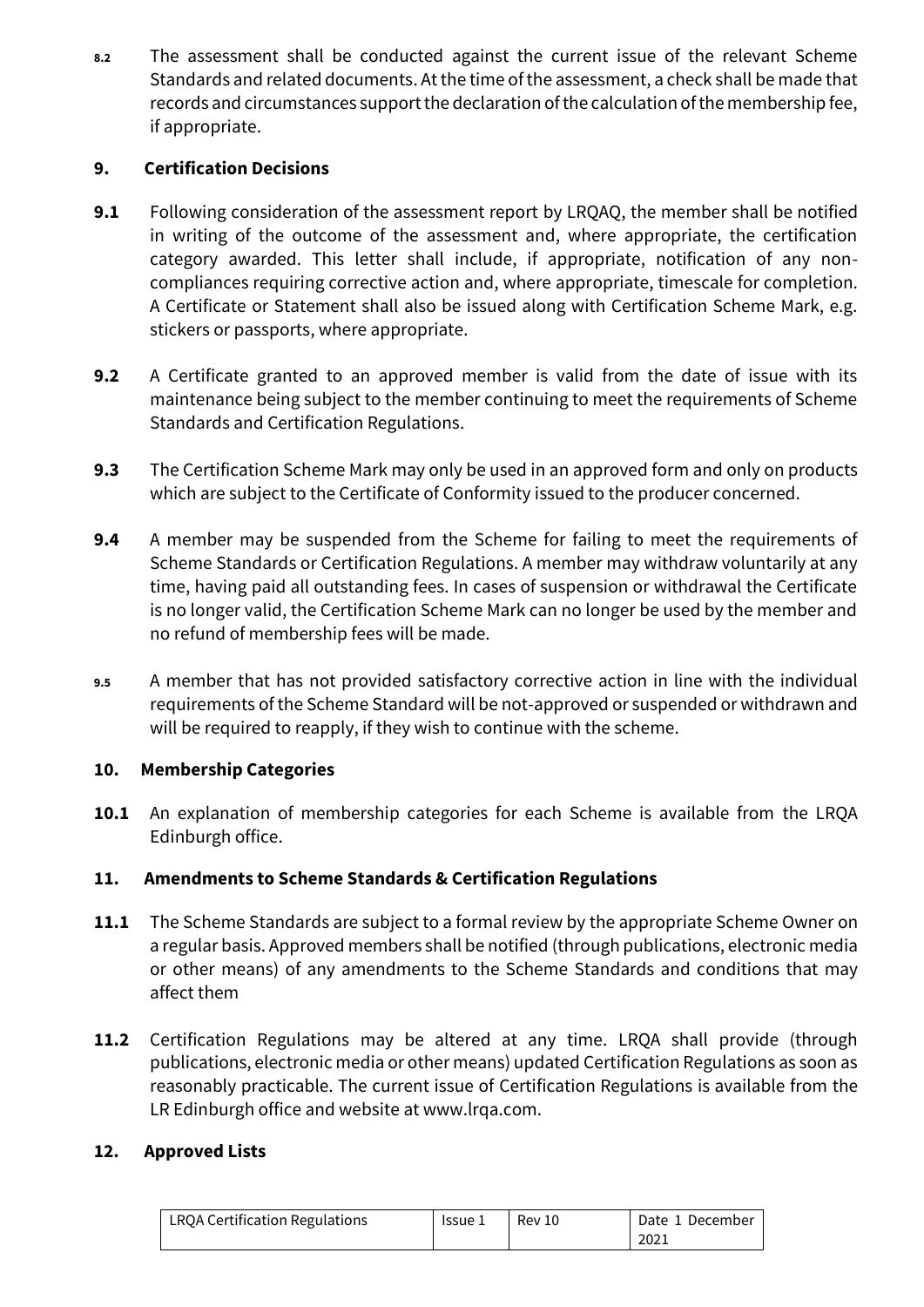**8.2** The assessment shall be conducted against the current issue of the relevant Scheme Standards and related documents. At the time of the assessment, a check shall be made that records and circumstances support the declaration of the calculation of the membership fee, if appropriate.

## 9. Certification Decisions

**9.1** Following consideration of the assessment report by LRQAQ, the member shall be notified in writing of the outcome of the assessment and, where appropriate, the certification category awarded. This letter shall include, if appropriate, notification of any non-compliances requiring corrective action and, where appropriate, timescale for completion. A Certificate or Statement shall also be issued along with Certification Scheme Mark, e.g. stickers or passports, where appropriate.

**9.2** A Certificate granted to an approved member is valid from the date of issue with its maintenance being subject to the member continuing to meet the requirements of Scheme Standards and Certification Regulations.

**9.3** The Certification Scheme Mark may only be used in an approved form and only on products which are subject to the Certificate of Conformity issued to the producer concerned.

**9.4** A member may be suspended from the Scheme for failing to meet the requirements of Scheme Standards or Certification Regulations. A member may withdraw voluntarily at any time, having paid all outstanding fees. In cases of suspension or withdrawal the Certificate is no longer valid, the Certification Scheme Mark can no longer be used by the member and no refund of membership fees will be made.

**9.5** A member that has not provided satisfactory corrective action in line with the individual requirements of the Scheme Standard will be not-approved or suspended or withdrawn and will be required to reapply, if they wish to continue with the scheme.

## 10. Membership Categories

**10.1** An explanation of membership categories for each Scheme is available from the LRQA Edinburgh office.

## 11. Amendments to Scheme Standards & Certification Regulations

**11.1** The Scheme Standards are subject to a formal review by the appropriate Scheme Owner on a regular basis. Approved members shall be notified (through publications, electronic media or other means) of any amendments to the Scheme Standards and conditions that may affect them

**11.2** Certification Regulations may be altered at any time. LRQA shall provide (through publications, electronic media or other means) updated Certification Regulations as soon as reasonably practicable. The current issue of Certification Regulations is available from the LR Edinburgh office and website at www.lrqa.com.

## 12. Approved Lists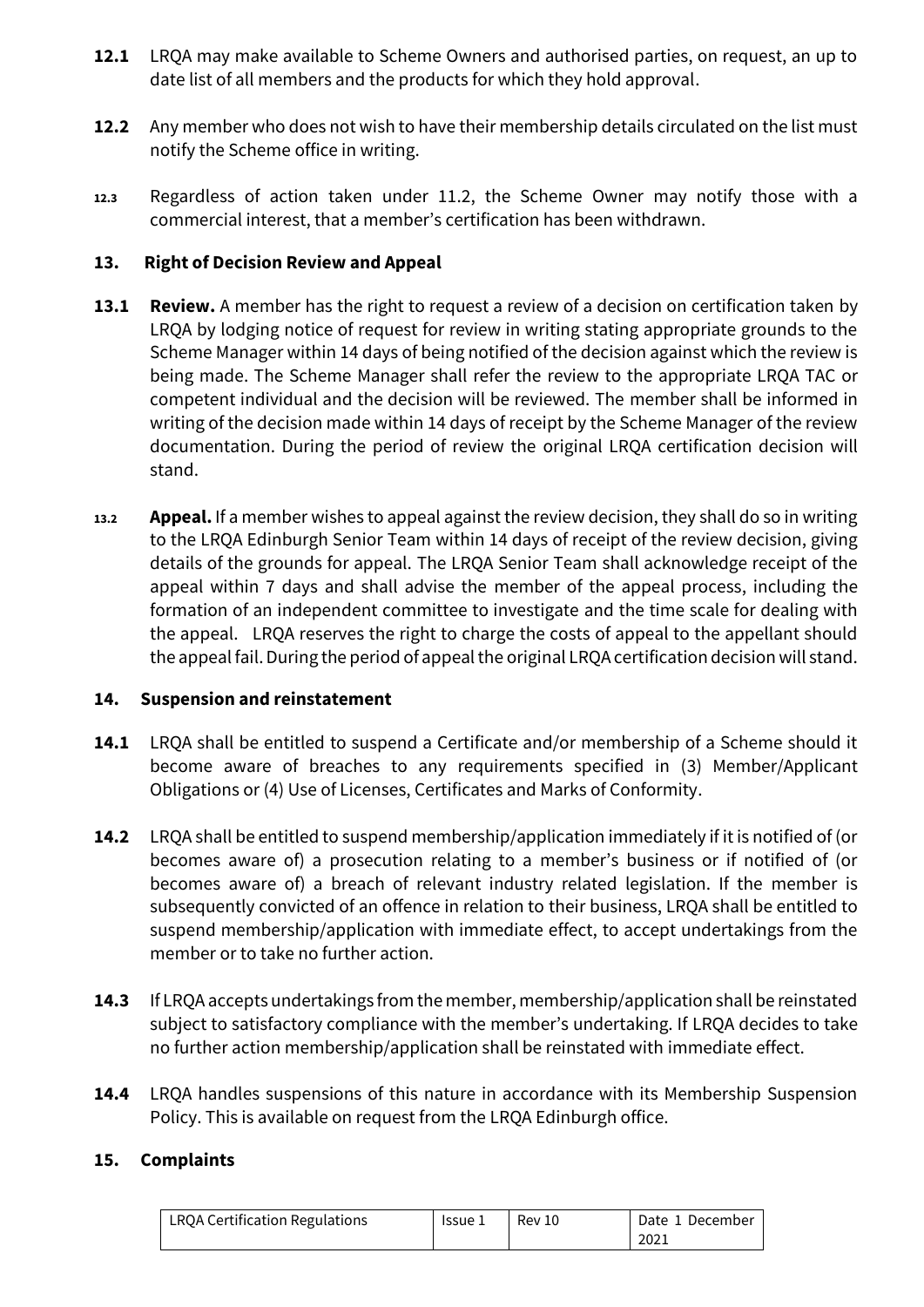**12.1** LRQA may make available to Scheme Owners and authorised parties, on request, an up to date list of all members and the products for which they hold approval.

**12.2** Any member who does not wish to have their membership details circulated on the list must notify the Scheme office in writing.

12.3 Regardless of action taken under 11.2, the Scheme Owner may notify those with a commercial interest, that a member's certification has been withdrawn.

## 13. Right of Decision Review and Appeal

**13.1** **Review.** A member has the right to request a review of a decision on certification taken by LRQA by lodging notice of request for review in writing stating appropriate grounds to the Scheme Manager within 14 days of being notified of the decision against which the review is being made. The Scheme Manager shall refer the review to the appropriate LRQA TAC or competent individual and the decision will be reviewed. The member shall be informed in writing of the decision made within 14 days of receipt by the Scheme Manager of the review documentation. During the period of review the original LRQA certification decision will stand.

13.2 **Appeal.** If a member wishes to appeal against the review decision, they shall do so in writing to the LRQA Edinburgh Senior Team within 14 days of receipt of the review decision, giving details of the grounds for appeal. The LRQA Senior Team shall acknowledge receipt of the appeal within 7 days and shall advise the member of the appeal process, including the formation of an independent committee to investigate and the time scale for dealing with the appeal. LRQA reserves the right to charge the costs of appeal to the appellant should the appeal fail. During the period of appeal the original LRQA certification decision will stand.

## 14. Suspension and reinstatement

**14.1** LRQA shall be entitled to suspend a Certificate and/or membership of a Scheme should it become aware of breaches to any requirements specified in (3) Member/Applicant Obligations or (4) Use of Licenses, Certificates and Marks of Conformity.

**14.2** LRQA shall be entitled to suspend membership/application immediately if it is notified of (or becomes aware of) a prosecution relating to a member's business or if notified of (or becomes aware of) a breach of relevant industry related legislation. If the member is subsequently convicted of an offence in relation to their business, LRQA shall be entitled to suspend membership/application with immediate effect, to accept undertakings from the member or to take no further action.

**14.3** If LRQA accepts undertakings from the member, membership/application shall be reinstated subject to satisfactory compliance with the member's undertaking. If LRQA decides to take no further action membership/application shall be reinstated with immediate effect.

**14.4** LRQA handles suspensions of this nature in accordance with its Membership Suspension Policy. This is available on request from the LRQA Edinburgh office.

## 15. Complaints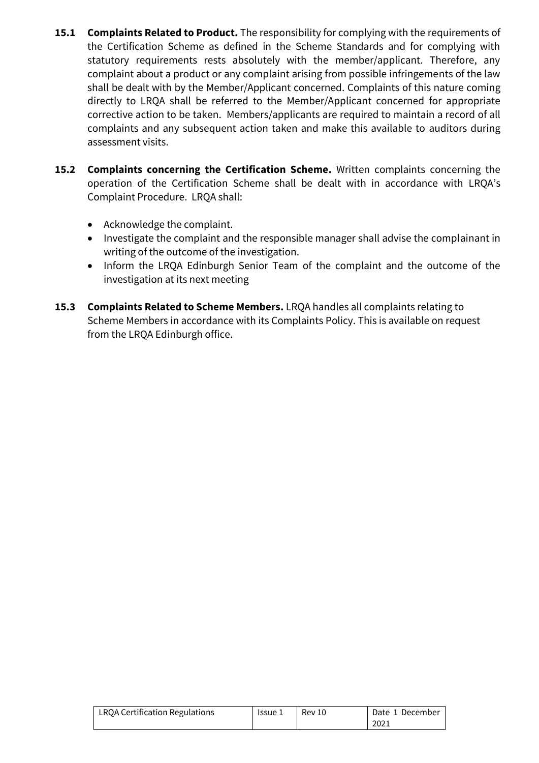**15.1 Complaints Related to Product.** The responsibility for complying with the requirements of the Certification Scheme as defined in the Scheme Standards and for complying with statutory requirements rests absolutely with the member/applicant. Therefore, any complaint about a product or any complaint arising from possible infringements of the law shall be dealt with by the Member/Applicant concerned. Complaints of this nature coming directly to LRQA shall be referred to the Member/Applicant concerned for appropriate corrective action to be taken. Members/applicants are required to maintain a record of all complaints and any subsequent action taken and make this available to auditors during assessment visits.

**15.2 Complaints concerning the Certification Scheme.** Written complaints concerning the operation of the Certification Scheme shall be dealt with in accordance with LRQA's Complaint Procedure. LRQA shall:

- Acknowledge the complaint.
- Investigate the complaint and the responsible manager shall advise the complainant in writing of the outcome of the investigation.
- Inform the LRQA Edinburgh Senior Team of the complaint and the outcome of the investigation at its next meeting

**15.3 Complaints Related to Scheme Members.** LRQA handles all complaints relating to Scheme Members in accordance with its Complaints Policy. This is available on request from the LRQA Edinburgh office.